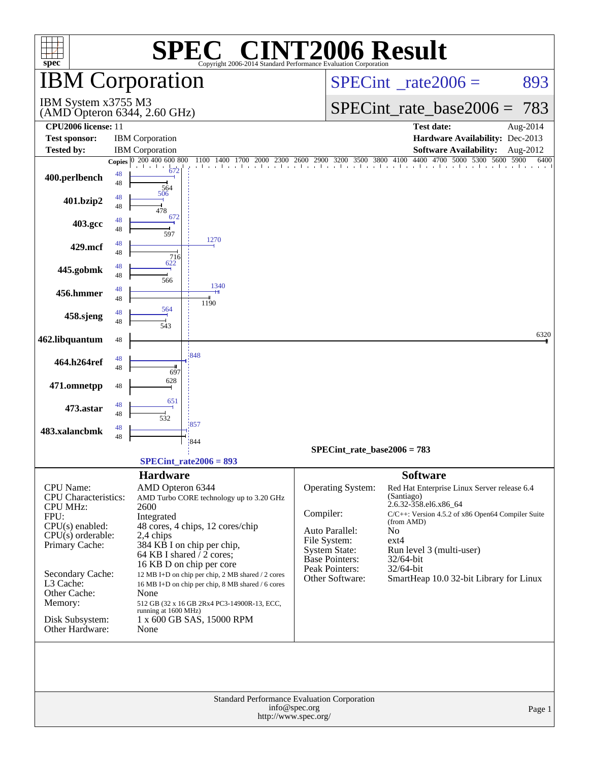# SPEC® CINT2006 Result

Copyright 2006-2014 Standard Performance Evaluation Corporation

## IBM Corporation

IBM System x3755 M3
(AMD Opteron 6344, 2.60 GHz)

SPECint_rate2006 = 893

SPECint_rate_base2006 = 783

| | | | |
|---|---|---|---|
| **CPU2006 license:** | 11 | **Test date:** | Aug-2014 |
| **Test sponsor:** | IBM Corporation | **Hardware Availability:** | Dec-2013 |
| **Tested by:** | IBM Corporation | **Software Availability:** | Aug-2012 |

| Benchmark | Copies | Peak | Base |
|---|---|---|---|
| 400.perlbench | 48 | 672 | 564 |
| 401.bzip2 | 48 | 506 | 478 |
| 403.gcc | 48 | 672 | 597 |
| 429.mcf | 48 | 1270 | 716 |
| 445.gobmk | 48 | 622 | 566 |
| 456.hmmer | 48 | 1340 | 1190 |
| 458.sjeng | 48 | 564 | 543 |
| 462.libquantum | 48 | 6320 | 6320 |
| 464.h264ref | 48 | 848 | 697 |
| 471.omnetpp | 48 | 628 | 628 |
| 473.astar | 48 | 651 | 532 |
| 483.xalancbmk | 48 | 857 | 844 |

SPECint_rate_base2006 = 783

SPECint_rate2006 = 893

### Hardware

| | |
|---|---|
| CPU Name: | AMD Opteron 6344 |
| CPU Characteristics: | AMD Turbo CORE technology up to 3.20 GHz |
| CPU MHz: | 2600 |
| FPU: | Integrated |
| CPU(s) enabled: | 48 cores, 4 chips, 12 cores/chip |
| CPU(s) orderable: | 2,4 chips |
| Primary Cache: | 384 KB I on chip per chip, 64 KB I shared / 2 cores; 16 KB D on chip per core |
| Secondary Cache: | 12 MB I+D on chip per chip, 2 MB shared / 2 cores |
| L3 Cache: | 16 MB I+D on chip per chip, 8 MB shared / 6 cores |
| Other Cache: | None |
| Memory: | 512 GB (32 x 16 GB 2Rx4 PC3-14900R-13, ECC, running at 1600 MHz) |
| Disk Subsystem: | 1 x 600 GB SAS, 15000 RPM |
| Other Hardware: | None |

### Software

| | |
|---|---|
| Operating System: | Red Hat Enterprise Linux Server release 6.4 (Santiago) 2.6.32-358.el6.x86_64 |
| Compiler: | C/C++: Version 4.5.2 of x86 Open64 Compiler Suite (from AMD) |
| Auto Parallel: | No |
| File System: | ext4 |
| System State: | Run level 3 (multi-user) |
| Base Pointers: | 32/64-bit |
| Peak Pointers: | 32/64-bit |
| Other Software: | SmartHeap 10.0 32-bit Library for Linux |

Standard Performance Evaluation Corporation
info@spec.org
http://www.spec.org/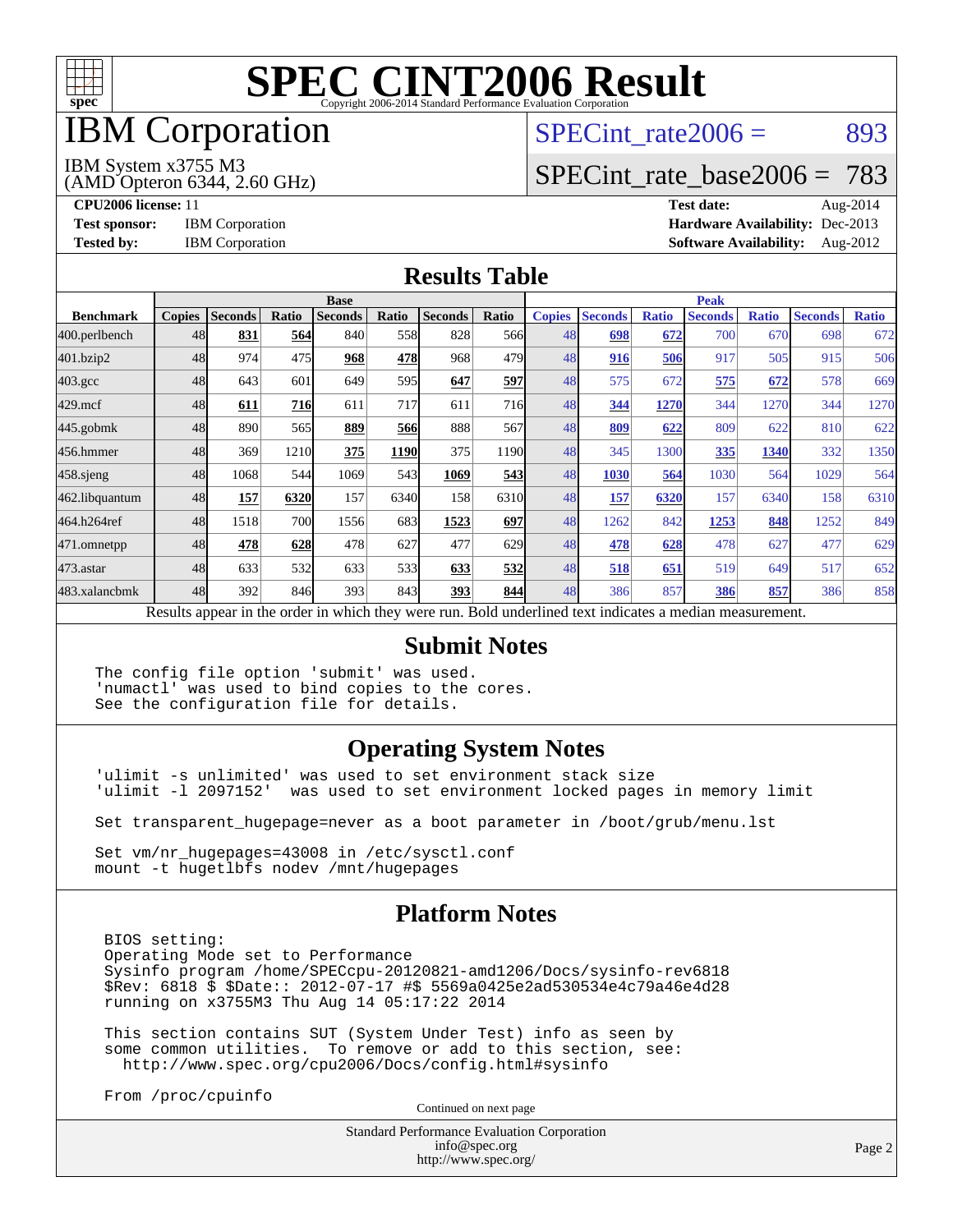# SPEC CINT2006 Result

Copyright 2006-2014 Standard Performance Evaluation Corporation

## IBM Corporation

IBM System x3755 M3
(AMD Opteron 6344, 2.60 GHz)

SPECint_rate2006 = 893

SPECint_rate_base2006 = 783

**CPU2006 license:** 11
**Test sponsor:** IBM Corporation
**Tested by:** IBM Corporation

**Test date:** Aug-2014
**Hardware Availability:** Dec-2013
**Software Availability:** Aug-2012

## Results Table

| Benchmark | Base | | | | | | | Peak | | | | | | |
|---|---|---|---|---|---|---|---|---|---|---|---|---|---|---|
| | Copies | Seconds | Ratio | Seconds | Ratio | Seconds | Ratio | Copies | Seconds | Ratio | Seconds | Ratio | Seconds | Ratio |
| 400.perlbench | 48 | **831** | **564** | 840 | 558 | 828 | 566 | 48 | **698** | **672** | 700 | 670 | 698 | 672 |
| 401.bzip2 | 48 | 974 | 475 | **968** | **478** | 968 | 479 | 48 | **916** | **506** | 917 | 505 | 915 | 506 |
| 403.gcc | 48 | 643 | 601 | 649 | 595 | **647** | **597** | 48 | 575 | 672 | **575** | **672** | 578 | 669 |
| 429.mcf | 48 | **611** | **716** | 611 | 717 | 611 | 716 | 48 | **344** | **1270** | 344 | 1270 | 344 | 1270 |
| 445.gobmk | 48 | 890 | 565 | **889** | **566** | 888 | 567 | 48 | **809** | **622** | 809 | 622 | 810 | 622 |
| 456.hmmer | 48 | 369 | 1210 | **375** | **1190** | 375 | 1190 | 48 | 345 | 1300 | **335** | **1340** | 332 | 1350 |
| 458.sjeng | 48 | 1068 | 544 | 1069 | 543 | **1069** | **543** | 48 | **1030** | **564** | 1030 | 564 | 1029 | 564 |
| 462.libquantum | 48 | **157** | **6320** | 157 | 6340 | 158 | 6310 | 48 | **157** | **6320** | 157 | 6340 | 158 | 6310 |
| 464.h264ref | 48 | 1518 | 700 | 1556 | 683 | **1523** | **697** | 48 | 1262 | 842 | **1253** | **848** | 1252 | 849 |
| 471.omnetpp | 48 | **478** | **628** | 478 | 627 | 477 | 629 | 48 | **478** | **628** | 478 | 627 | 477 | 629 |
| 473.astar | 48 | 633 | 532 | 633 | 533 | **633** | **532** | 48 | **518** | **651** | 519 | 649 | 517 | 652 |
| 483.xalancbmk | 48 | 392 | 846 | 393 | 843 | **393** | **844** | 48 | 386 | 857 | **386** | **857** | 386 | 858 |

Results appear in the order in which they were run. Bold underlined text indicates a median measurement.

## Submit Notes

```
The config file option 'submit' was used.
'numactl' was used to bind copies to the cores.
See the configuration file for details.
```

## Operating System Notes

```
'ulimit -s unlimited' was used to set environment stack size
'ulimit -l 2097152'  was used to set environment locked pages in memory limit

Set transparent_hugepage=never as a boot parameter in /boot/grub/menu.lst

Set vm/nr_hugepages=43008 in /etc/sysctl.conf
mount -t hugetlbfs nodev /mnt/hugepages
```

## Platform Notes

```
BIOS setting:
Operating Mode set to Performance
Sysinfo program /home/SPECcpu-20120821-amd1206/Docs/sysinfo-rev6818
$Rev: 6818 $ $Date:: 2012-07-17 #$ 5569a0425e2ad530534e4c79a46e4d28
running on x3755M3 Thu Aug 14 05:17:22 2014

This section contains SUT (System Under Test) info as seen by
some common utilities.  To remove or add to this section, see:
  http://www.spec.org/cpu2006/Docs/config.html#sysinfo

From /proc/cpuinfo
```

Continued on next page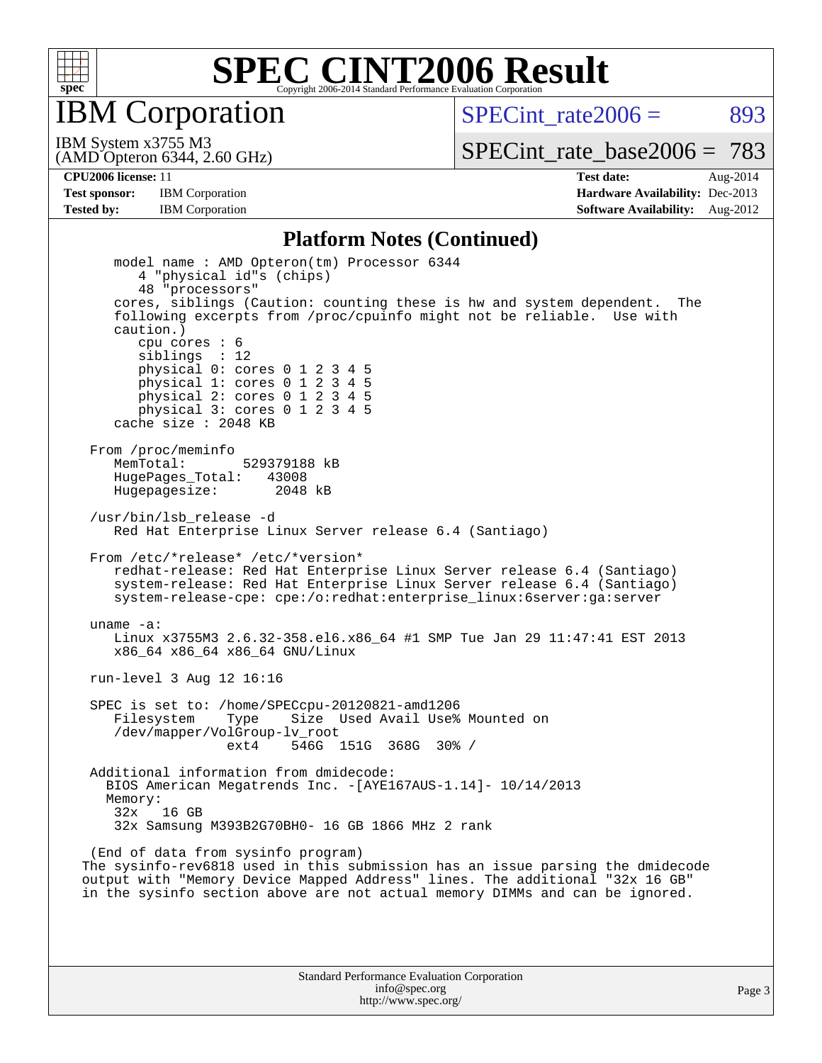# SPEC CINT2006 Result

Copyright 2006-2014 Standard Performance Evaluation Corporation

## IBM Corporation

IBM System x3755 M3
(AMD Opteron 6344, 2.60 GHz)

SPECint_rate2006 = 893

SPECint_rate_base2006 = 783

**CPU2006 license:** 11
**Test sponsor:** IBM Corporation
**Tested by:** IBM Corporation

**Test date:** Aug-2014
**Hardware Availability:** Dec-2013
**Software Availability:** Aug-2012

### Platform Notes (Continued)

```
      model name : AMD Opteron(tm) Processor 6344
         4 "physical id"s (chips)
         48 "processors"
      cores, siblings (Caution: counting these is hw and system dependent.  The
      following excerpts from /proc/cpuinfo might not be reliable.  Use with
      caution.)
         cpu cores : 6
         siblings  : 12
         physical 0: cores 0 1 2 3 4 5
         physical 1: cores 0 1 2 3 4 5
         physical 2: cores 0 1 2 3 4 5
         physical 3: cores 0 1 2 3 4 5
      cache size : 2048 KB

   From /proc/meminfo
      MemTotal:       529379188 kB
      HugePages_Total:   43008
      Hugepagesize:       2048 kB

   /usr/bin/lsb_release -d
      Red Hat Enterprise Linux Server release 6.4 (Santiago)

   From /etc/*release* /etc/*version*
      redhat-release: Red Hat Enterprise Linux Server release 6.4 (Santiago)
      system-release: Red Hat Enterprise Linux Server release 6.4 (Santiago)
      system-release-cpe: cpe:/o:redhat:enterprise_linux:6server:ga:server

   uname -a:
      Linux x3755M3 2.6.32-358.el6.x86_64 #1 SMP Tue Jan 29 11:47:41 EST 2013
      x86_64 x86_64 x86_64 GNU/Linux

   run-level 3 Aug 12 16:16

   SPEC is set to: /home/SPECcpu-20120821-amd1206
      Filesystem     Type    Size  Used Avail Use% Mounted on
      /dev/mapper/VolGroup-lv_root
                     ext4    546G  151G  368G  30% /

   Additional information from dmidecode:
     BIOS American Megatrends Inc. -[AYE167AUS-1.14]- 10/14/2013
     Memory:
      32x   16 GB
      32x Samsung M393B2G70BH0- 16 GB 1866 MHz 2 rank

   (End of data from sysinfo program)
  The sysinfo-rev6818 used in this submission has an issue parsing the dmidecode
  output with "Memory Device Mapped Address" lines. The additional "32x 16 GB"
  in the sysinfo section above are not actual memory DIMMs and can be ignored.
```

Standard Performance Evaluation Corporation
info@spec.org
http://www.spec.org/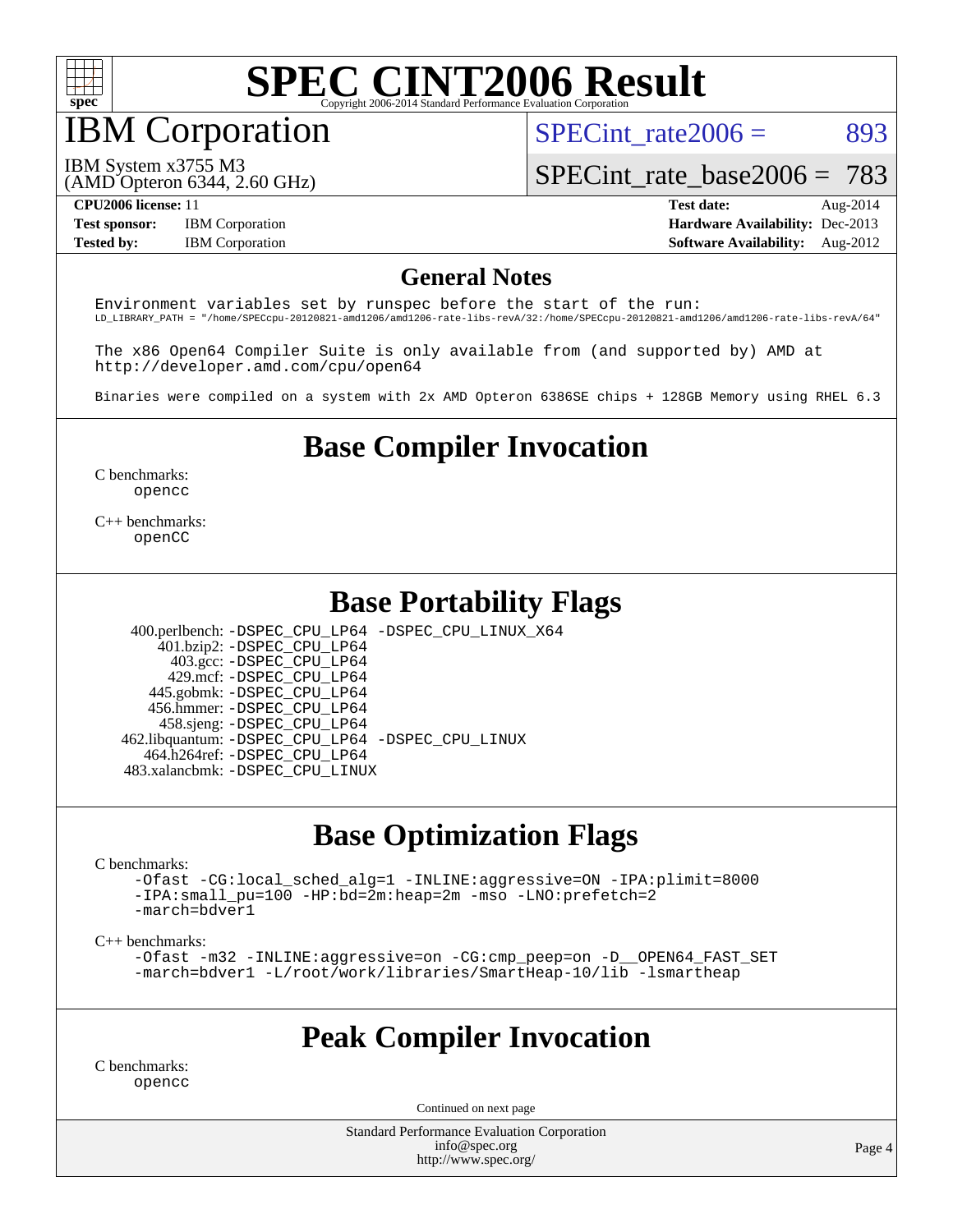# SPEC CINT2006 Result

## IBM Corporation

IBM System x3755 M3
(AMD Opteron 6344, 2.60 GHz)

SPECint_rate2006 = 893

SPECint_rate_base2006 = 783

| | | | |
|---|---|---|---|
| **CPU2006 license:** 11 | | **Test date:** | Aug-2014 |
| **Test sponsor:** | IBM Corporation | **Hardware Availability:** | Dec-2013 |
| **Tested by:** | IBM Corporation | **Software Availability:** | Aug-2012 |

## General Notes

```
Environment variables set by runspec before the start of the run:
LD_LIBRARY_PATH = "/home/SPECcpu-20120821-amd1206/amd1206-rate-libs-revA/32:/home/SPECcpu-20120821-amd1206/amd1206-rate-libs-revA/64"

The x86 Open64 Compiler Suite is only available from (and supported by) AMD at
http://developer.amd.com/cpu/open64

Binaries were compiled on a system with 2x AMD Opteron 6386SE chips + 128GB Memory using RHEL 6.3
```

## Base Compiler Invocation

C benchmarks:
opencc

C++ benchmarks:
openCC

## Base Portability Flags

400.perlbench: -DSPEC_CPU_LP64 -DSPEC_CPU_LINUX_X64
401.bzip2: -DSPEC_CPU_LP64
403.gcc: -DSPEC_CPU_LP64
429.mcf: -DSPEC_CPU_LP64
445.gobmk: -DSPEC_CPU_LP64
456.hmmer: -DSPEC_CPU_LP64
458.sjeng: -DSPEC_CPU_LP64
462.libquantum: -DSPEC_CPU_LP64 -DSPEC_CPU_LINUX
464.h264ref: -DSPEC_CPU_LP64
483.xalancbmk: -DSPEC_CPU_LINUX

## Base Optimization Flags

C benchmarks:
-Ofast -CG:local_sched_alg=1 -INLINE:aggressive=ON -IPA:plimit=8000
-IPA:small_pu=100 -HP:bd=2m:heap=2m -mso -LNO:prefetch=2
-march=bdver1

C++ benchmarks:
-Ofast -m32 -INLINE:aggressive=on -CG:cmp_peep=on -D__OPEN64_FAST_SET
-march=bdver1 -L/root/work/libraries/SmartHeap-10/lib -lsmartheap

## Peak Compiler Invocation

C benchmarks:
opencc

Continued on next page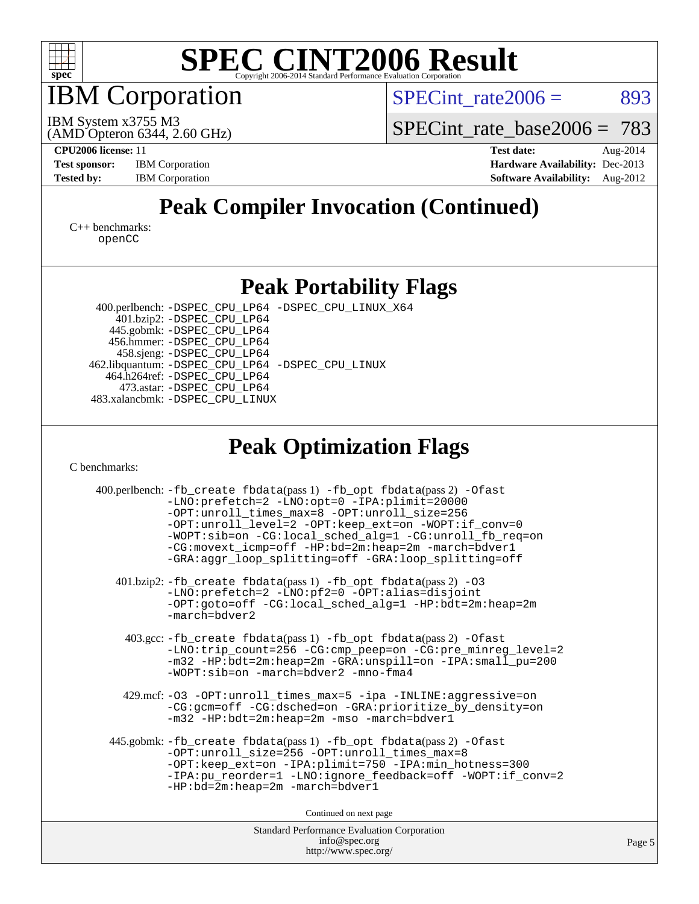# SPEC CINT2006 Result

Copyright 2006-2014 Standard Performance Evaluation Corporation

## IBM Corporation

IBM System x3755 M3
(AMD Opteron 6344, 2.60 GHz)

SPECint_rate2006 = 893

SPECint_rate_base2006 = 783

**CPU2006 license:** 11
**Test sponsor:** IBM Corporation
**Tested by:** IBM Corporation

**Test date:** Aug-2014
**Hardware Availability:** Dec-2013
**Software Availability:** Aug-2012

## Peak Compiler Invocation (Continued)

C++ benchmarks:
openCC

## Peak Portability Flags

400.perlbench: -DSPEC_CPU_LP64 -DSPEC_CPU_LINUX_X64
401.bzip2: -DSPEC_CPU_LP64
445.gobmk: -DSPEC_CPU_LP64
456.hmmer: -DSPEC_CPU_LP64
458.sjeng: -DSPEC_CPU_LP64
462.libquantum: -DSPEC_CPU_LP64 -DSPEC_CPU_LINUX
464.h264ref: -DSPEC_CPU_LP64
473.astar: -DSPEC_CPU_LP64
483.xalancbmk: -DSPEC_CPU_LINUX

## Peak Optimization Flags

C benchmarks:

400.perlbench: -fb_create fbdata(pass 1) -fb_opt fbdata(pass 2) -Ofast -LNO:prefetch=2 -LNO:opt=0 -IPA:plimit=20000 -OPT:unroll_times_max=8 -OPT:unroll_size=256 -OPT:unroll_level=2 -OPT:keep_ext=on -WOPT:if_conv=0 -WOPT:sib=on -CG:local_sched_alg=1 -CG:unroll_fb_req=on -CG:movext_icmp=off -HP:bd=2m:heap=2m -march=bdver1 -GRA:aggr_loop_splitting=off -GRA:loop_splitting=off

401.bzip2: -fb_create fbdata(pass 1) -fb_opt fbdata(pass 2) -O3 -LNO:prefetch=2 -LNO:pf2=0 -OPT:alias=disjoint -OPT:goto=off -CG:local_sched_alg=1 -HP:bdt=2m:heap=2m -march=bdver2

403.gcc: -fb_create fbdata(pass 1) -fb_opt fbdata(pass 2) -Ofast -LNO:trip_count=256 -CG:cmp_peep=on -CG:pre_minreg_level=2 -m32 -HP:bdt=2m:heap=2m -GRA:unspill=on -IPA:small_pu=200 -WOPT:sib=on -march=bdver2 -mno-fma4

429.mcf: -O3 -OPT:unroll_times_max=5 -ipa -INLINE:aggressive=on -CG:gcm=off -CG:dsched=on -GRA:prioritize_by_density=on -m32 -HP:bdt=2m:heap=2m -mso -march=bdver1

445.gobmk: -fb_create fbdata(pass 1) -fb_opt fbdata(pass 2) -Ofast -OPT:unroll_size=256 -OPT:unroll_times_max=8 -OPT:keep_ext=on -IPA:plimit=750 -IPA:min_hotness=300 -IPA:pu_reorder=1 -LNO:ignore_feedback=off -WOPT:if_conv=2 -HP:bd=2m:heap=2m -march=bdver1

Continued on next page

Standard Performance Evaluation Corporation
info@spec.org
http://www.spec.org/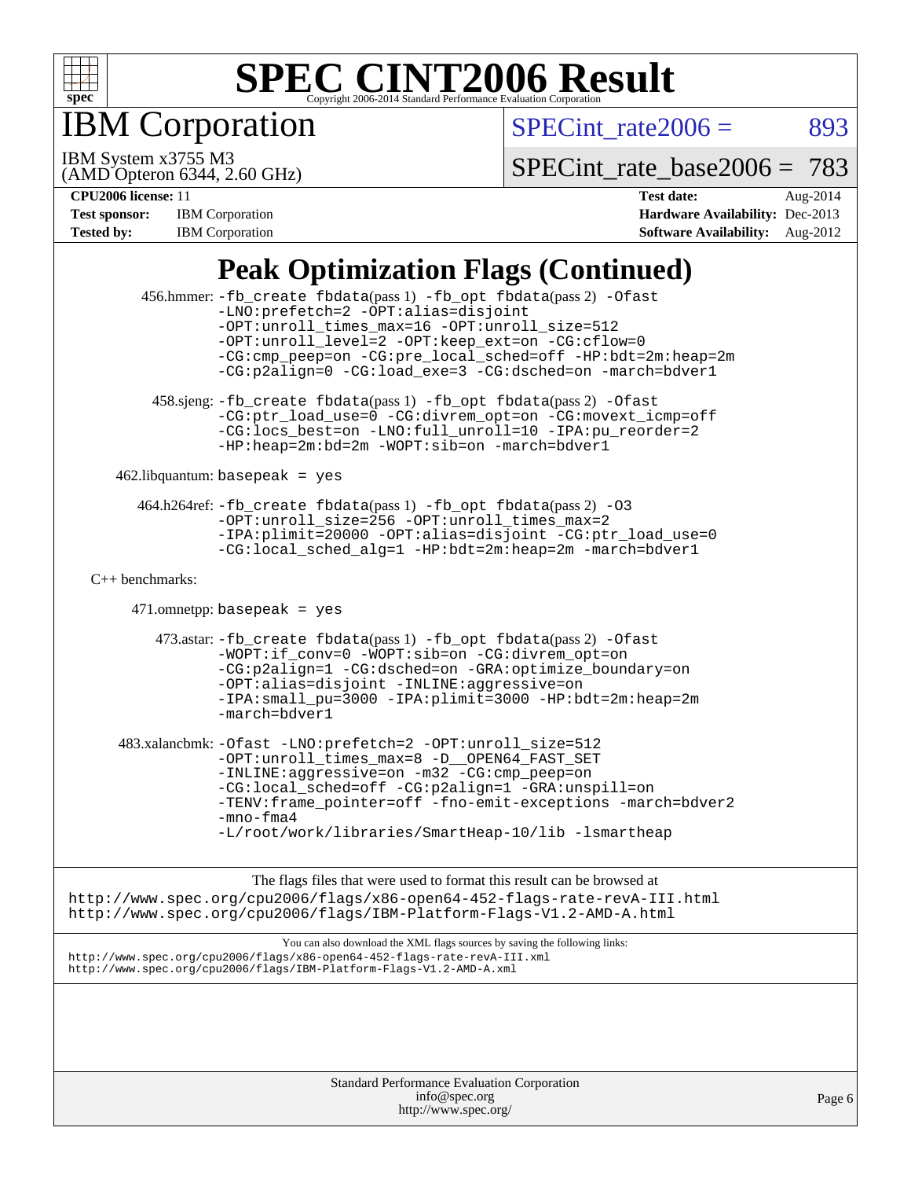# Peak Optimization Flags (Continued)

456.hmmer: -fb_create fbdata(pass 1) -fb_opt fbdata(pass 2) -Ofast -LNO:prefetch=2 -OPT:alias=disjoint -OPT:unroll_times_max=16 -OPT:unroll_size=512 -OPT:unroll_level=2 -OPT:keep_ext=on -CG:cflow=0 -CG:cmp_peep=on -CG:pre_local_sched=off -HP:bdt=2m:heap=2m -CG:p2align=0 -CG:load_exe=3 -CG:dsched=on -march=bdver1

458.sjeng: -fb_create fbdata(pass 1) -fb_opt fbdata(pass 2) -Ofast -CG:ptr_load_use=0 -CG:divrem_opt=on -CG:movext_icmp=off -CG:locs_best=on -LNO:full_unroll=10 -IPA:pu_reorder=2 -HP:heap=2m:bd=2m -WOPT:sib=on -march=bdver1

462.libquantum: basepeak = yes

464.h264ref: -fb_create fbdata(pass 1) -fb_opt fbdata(pass 2) -O3 -OPT:unroll_size=256 -OPT:unroll_times_max=2 -IPA:plimit=20000 -OPT:alias=disjoint -CG:ptr_load_use=0 -CG:local_sched_alg=1 -HP:bdt=2m:heap=2m -march=bdver1

C++ benchmarks:

471.omnetpp: basepeak = yes

473.astar: -fb_create fbdata(pass 1) -fb_opt fbdata(pass 2) -Ofast -WOPT:if_conv=0 -WOPT:sib=on -CG:divrem_opt=on -CG:p2align=1 -CG:dsched=on -GRA:optimize_boundary=on -OPT:alias=disjoint -INLINE:aggressive=on -IPA:small_pu=3000 -IPA:plimit=3000 -HP:bdt=2m:heap=2m -march=bdver1

483.xalancbmk: -Ofast -LNO:prefetch=2 -OPT:unroll_size=512 -OPT:unroll_times_max=8 -D__OPEN64_FAST_SET -INLINE:aggressive=on -m32 -CG:cmp_peep=on -CG:local_sched=off -CG:p2align=1 -GRA:unspill=on -TENV:frame_pointer=off -fno-emit-exceptions -march=bdver2 -mno-fma4 -L/root/work/libraries/SmartHeap-10/lib -lsmartheap

The flags files that were used to format this result can be browsed at
http://www.spec.org/cpu2006/flags/x86-open64-452-flags-rate-revA-III.html
http://www.spec.org/cpu2006/flags/IBM-Platform-Flags-V1.2-AMD-A.html

You can also download the XML flags sources by saving the following links:
http://www.spec.org/cpu2006/flags/x86-open64-452-flags-rate-revA-III.xml
http://www.spec.org/cpu2006/flags/IBM-Platform-Flags-V1.2-AMD-A.xml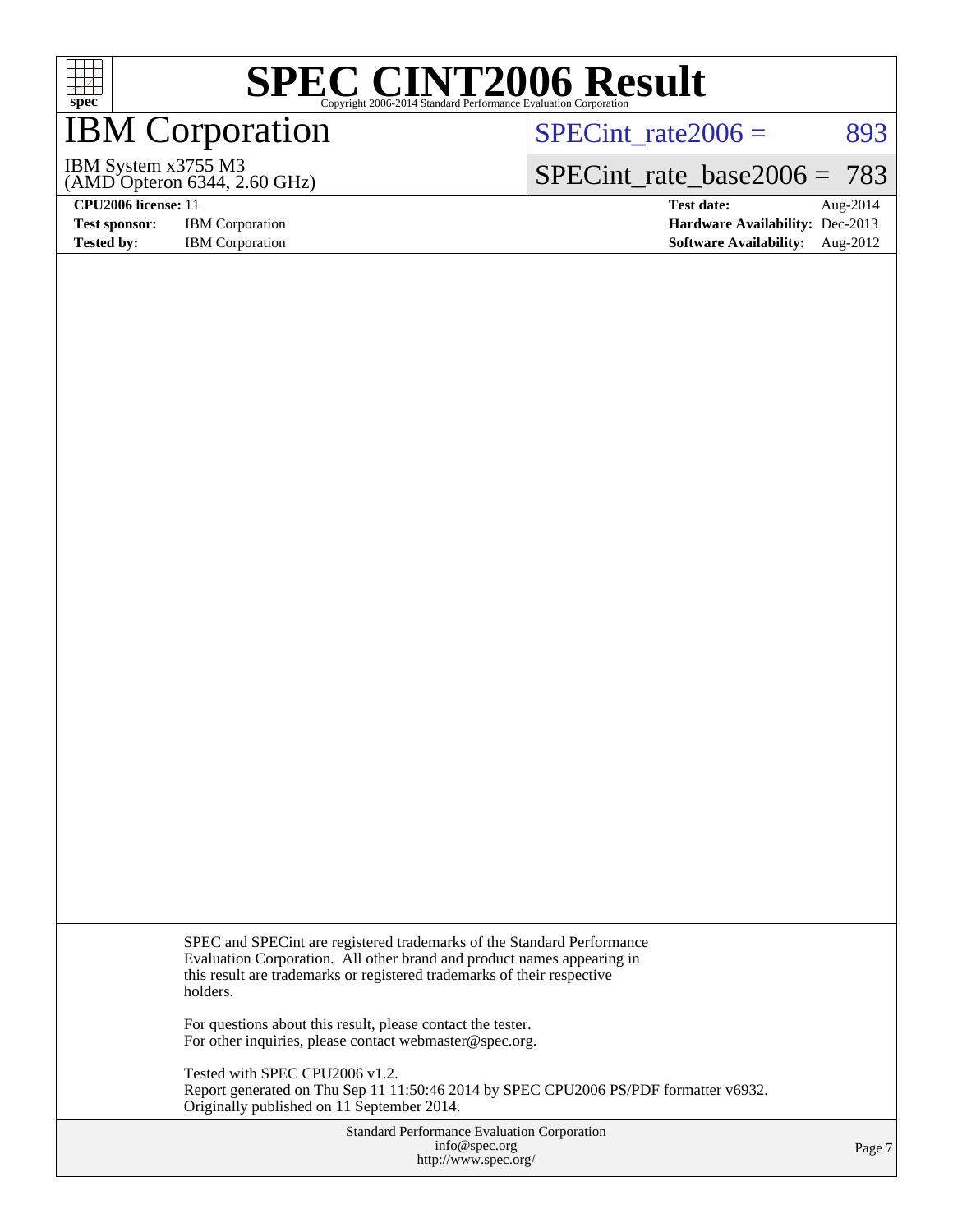# SPEC CINT2006 Result

Copyright 2006-2014 Standard Performance Evaluation Corporation

# IBM Corporation

IBM System x3755 M3
(AMD Opteron 6344, 2.60 GHz)

SPECint_rate2006 = 893

SPECint_rate_base2006 = 783

**CPU2006 license:** 11
**Test sponsor:** IBM Corporation
**Tested by:** IBM Corporation

**Test date:** Aug-2014
**Hardware Availability:** Dec-2013
**Software Availability:** Aug-2012

SPEC and SPECint are registered trademarks of the Standard Performance Evaluation Corporation. All other brand and product names appearing in this result are trademarks or registered trademarks of their respective holders.

For questions about this result, please contact the tester.
For other inquiries, please contact webmaster@spec.org.

Tested with SPEC CPU2006 v1.2.
Report generated on Thu Sep 11 11:50:46 2014 by SPEC CPU2006 PS/PDF formatter v6932.
Originally published on 11 September 2014.

Standard Performance Evaluation Corporation
info@spec.org
http://www.spec.org/